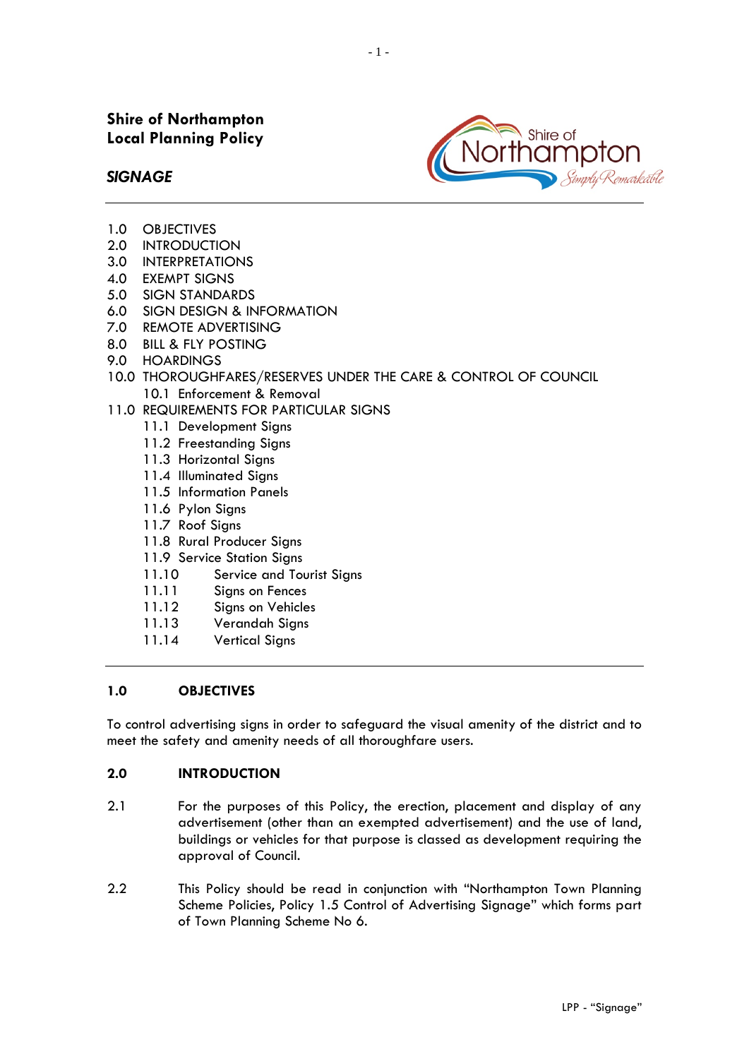**Shire of Northampton**
**Local Planning Policy**

***SIGNAGE***

1.0 OBJECTIVES
2.0 INTRODUCTION
3.0 INTERPRETATIONS
4.0 EXEMPT SIGNS
5.0 SIGN STANDARDS
6.0 SIGN DESIGN & INFORMATION
7.0 REMOTE ADVERTISING
8.0 BILL & FLY POSTING
9.0 HOARDINGS
10.0 THOROUGHFARES/RESERVES UNDER THE CARE & CONTROL OF COUNCIL
   10.1 Enforcement & Removal
11.0 REQUIREMENTS FOR PARTICULAR SIGNS
   11.1 Development Signs
   11.2 Freestanding Signs
   11.3 Horizontal Signs
   11.4 Illuminated Signs
   11.5 Information Panels
   11.6 Pylon Signs
   11.7 Roof Signs
   11.8 Rural Producer Signs
   11.9 Service Station Signs
   11.10 Service and Tourist Signs
   11.11 Signs on Fences
   11.12 Signs on Vehicles
   11.13 Verandah Signs
   11.14 Vertical Signs

---

## 1.0 OBJECTIVES

To control advertising signs in order to safeguard the visual amenity of the district and to meet the safety and amenity needs of all thoroughfare users.

## 2.0 INTRODUCTION

2.1 For the purposes of this Policy, the erection, placement and display of any advertisement (other than an exempted advertisement) and the use of land, buildings or vehicles for that purpose is classed as development requiring the approval of Council.

2.2 This Policy should be read in conjunction with "Northampton Town Planning Scheme Policies, Policy 1.5 Control of Advertising Signage" which forms part of Town Planning Scheme No 6.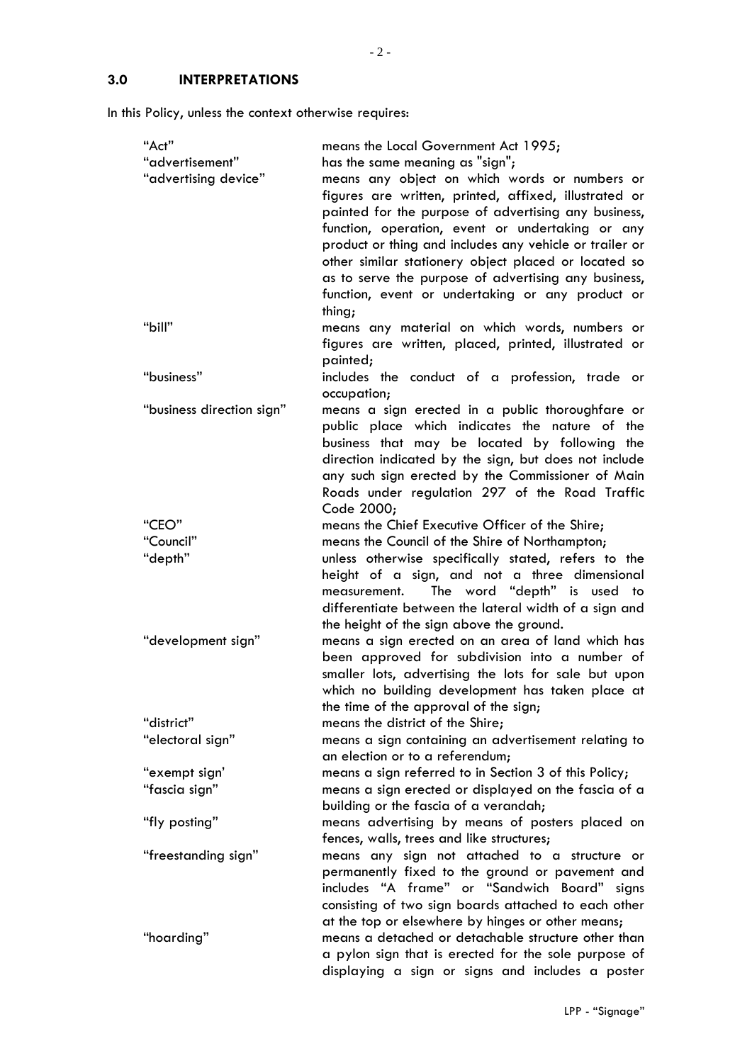## 3.0 INTERPRETATIONS

In this Policy, unless the context otherwise requires:

| | |
|---|---|
| "Act" | means the Local Government Act 1995; |
| "advertisement" | has the same meaning as "sign"; |
| "advertising device" | means any object on which words or numbers or figures are written, printed, affixed, illustrated or painted for the purpose of advertising any business, function, operation, event or undertaking or any product or thing and includes any vehicle or trailer or other similar stationery object placed or located so as to serve the purpose of advertising any business, function, event or undertaking or any product or thing; |
| "bill" | means any material on which words, numbers or figures are written, placed, printed, illustrated or painted; |
| "business" | includes the conduct of a profession, trade or occupation; |
| "business direction sign" | means a sign erected in a public thoroughfare or public place which indicates the nature of the business that may be located by following the direction indicated by the sign, but does not include any such sign erected by the Commissioner of Main Roads under regulation 297 of the Road Traffic Code 2000; |
| "CEO" | means the Chief Executive Officer of the Shire; |
| "Council" | means the Council of the Shire of Northampton; |
| "depth" | unless otherwise specifically stated, refers to the height of a sign, and not a three dimensional measurement. The word "depth" is used to differentiate between the lateral width of a sign and the height of the sign above the ground. |
| "development sign" | means a sign erected on an area of land which has been approved for subdivision into a number of smaller lots, advertising the lots for sale but upon which no building development has taken place at the time of the approval of the sign; |
| "district" | means the district of the Shire; |
| "electoral sign" | means a sign containing an advertisement relating to an election or to a referendum; |
| "exempt sign' | means a sign referred to in Section 3 of this Policy; |
| "fascia sign" | means a sign erected or displayed on the fascia of a building or the fascia of a verandah; |
| "fly posting" | means advertising by means of posters placed on fences, walls, trees and like structures; |
| "freestanding sign" | means any sign not attached to a structure or permanently fixed to the ground or pavement and includes "A frame" or "Sandwich Board" signs consisting of two sign boards attached to each other at the top or elsewhere by hinges or other means; |
| "hoarding" | means a detached or detachable structure other than a pylon sign that is erected for the sole purpose of displaying a sign or signs and includes a poster |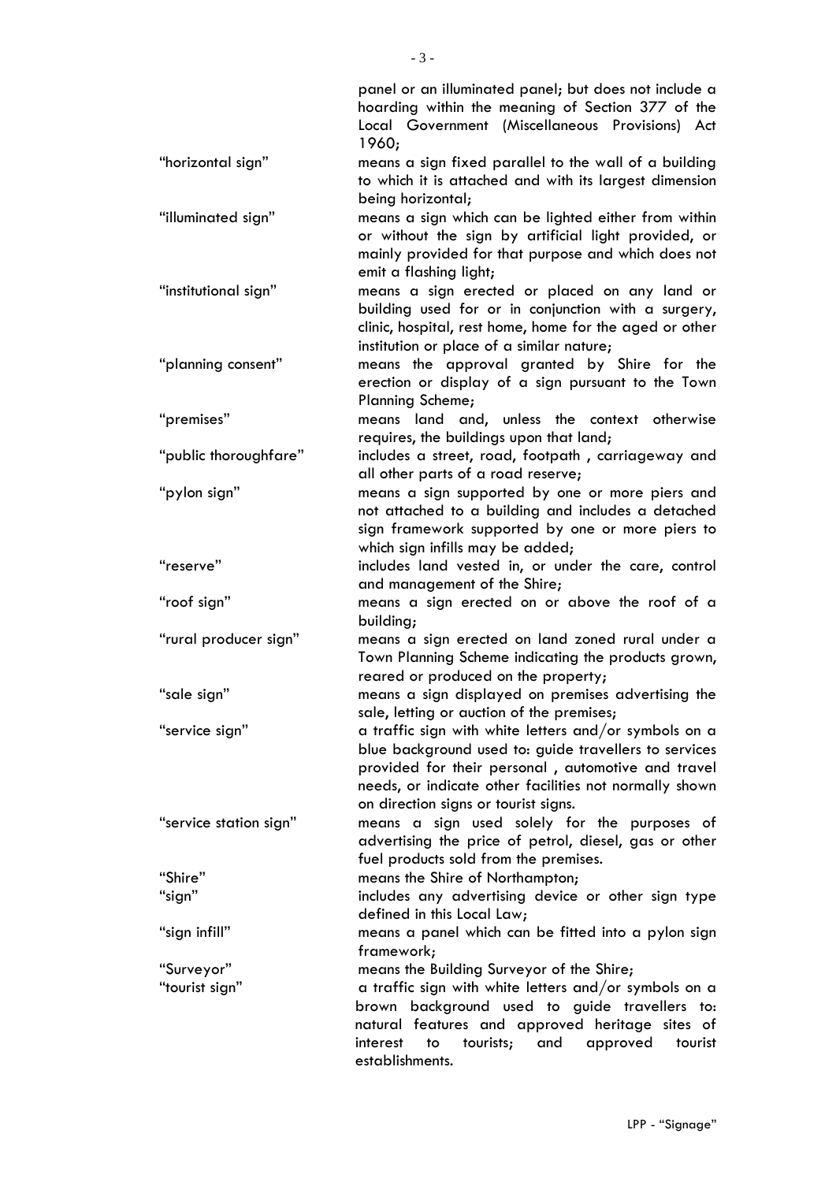panel or an illuminated panel; but does not include a hoarding within the meaning of Section 377 of the Local Government (Miscellaneous Provisions) Act 1960;

| | |
|---|---|
| "horizontal sign" | means a sign fixed parallel to the wall of a building to which it is attached and with its largest dimension being horizontal; |
| "illuminated sign" | means a sign which can be lighted either from within or without the sign by artificial light provided, or mainly provided for that purpose and which does not emit a flashing light; |
| "institutional sign" | means a sign erected or placed on any land or building used for or in conjunction with a surgery, clinic, hospital, rest home, home for the aged or other institution or place of a similar nature; |
| "planning consent" | means the approval granted by Shire for the erection or display of a sign pursuant to the Town Planning Scheme; |
| "premises" | means land and, unless the context otherwise requires, the buildings upon that land; |
| "public thoroughfare" | includes a street, road, footpath , carriageway and all other parts of a road reserve; |
| "pylon sign" | means a sign supported by one or more piers and not attached to a building and includes a detached sign framework supported by one or more piers to which sign infills may be added; |
| "reserve" | includes land vested in, or under the care, control and management of the Shire; |
| "roof sign" | means a sign erected on or above the roof of a building; |
| "rural producer sign" | means a sign erected on land zoned rural under a Town Planning Scheme indicating the products grown, reared or produced on the property; |
| "sale sign" | means a sign displayed on premises advertising the sale, letting or auction of the premises; |
| "service sign" | a traffic sign with white letters and/or symbols on a blue background used to: guide travellers to services provided for their personal , automotive and travel needs, or indicate other facilities not normally shown on direction signs or tourist signs. |
| "service station sign" | means a sign used solely for the purposes of advertising the price of petrol, diesel, gas or other fuel products sold from the premises. |
| "Shire" | means the Shire of Northampton; |
| "sign" | includes any advertising device or other sign type defined in this Local Law; |
| "sign infill" | means a panel which can be fitted into a pylon sign framework; |
| "Surveyor" | means the Building Surveyor of the Shire; |
| "tourist sign" | a traffic sign with white letters and/or symbols on a brown background used to guide travellers to: natural features and approved heritage sites of interest to tourists; and approved tourist establishments. |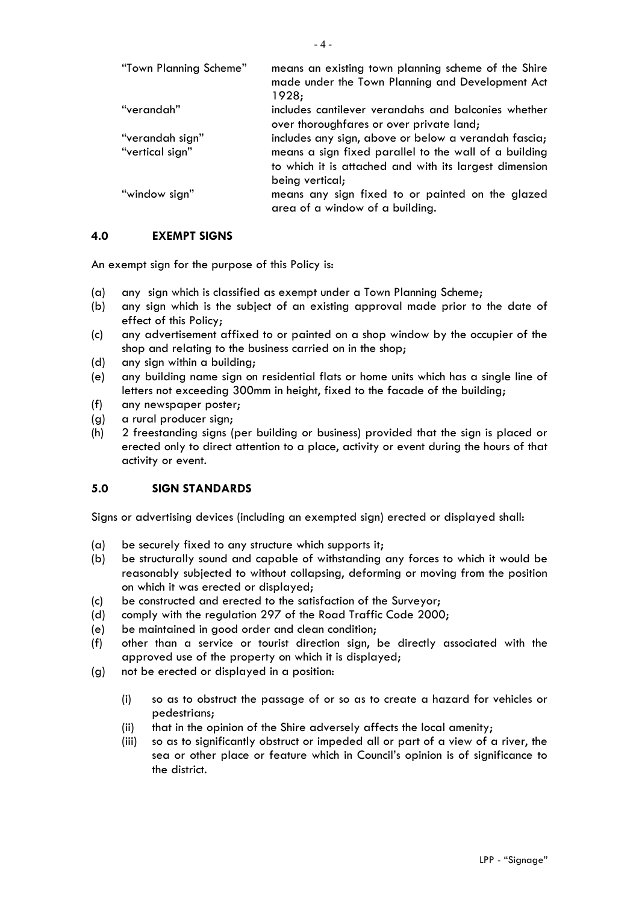| | |
|---|---|
| "Town Planning Scheme" | means an existing town planning scheme of the Shire made under the Town Planning and Development Act 1928; |
| "verandah" | includes cantilever verandahs and balconies whether over thoroughfares or over private land; |
| "verandah sign" | includes any sign, above or below a verandah fascia; |
| "vertical sign" | means a sign fixed parallel to the wall of a building to which it is attached and with its largest dimension being vertical; |
| "window sign" | means any sign fixed to or painted on the glazed area of a window of a building. |

## 4.0 EXEMPT SIGNS

An exempt sign for the purpose of this Policy is:

(a) any sign which is classified as exempt under a Town Planning Scheme;
(b) any sign which is the subject of an existing approval made prior to the date of effect of this Policy;
(c) any advertisement affixed to or painted on a shop window by the occupier of the shop and relating to the business carried on in the shop;
(d) any sign within a building;
(e) any building name sign on residential flats or home units which has a single line of letters not exceeding 300mm in height, fixed to the facade of the building;
(f) any newspaper poster;
(g) a rural producer sign;
(h) 2 freestanding signs (per building or business) provided that the sign is placed or erected only to direct attention to a place, activity or event during the hours of that activity or event.

## 5.0 SIGN STANDARDS

Signs or advertising devices (including an exempted sign) erected or displayed shall:

(a) be securely fixed to any structure which supports it;
(b) be structurally sound and capable of withstanding any forces to which it would be reasonably subjected to without collapsing, deforming or moving from the position on which it was erected or displayed;
(c) be constructed and erected to the satisfaction of the Surveyor;
(d) comply with the regulation 297 of the Road Traffic Code 2000;
(e) be maintained in good order and clean condition;
(f) other than a service or tourist direction sign, be directly associated with the approved use of the property on which it is displayed;
(g) not be erected or displayed in a position:
    (i) so as to obstruct the passage of or so as to create a hazard for vehicles or pedestrians;
    (ii) that in the opinion of the Shire adversely affects the local amenity;
    (iii) so as to significantly obstruct or impeded all or part of a view of a river, the sea or other place or feature which in Council's opinion is of significance to the district.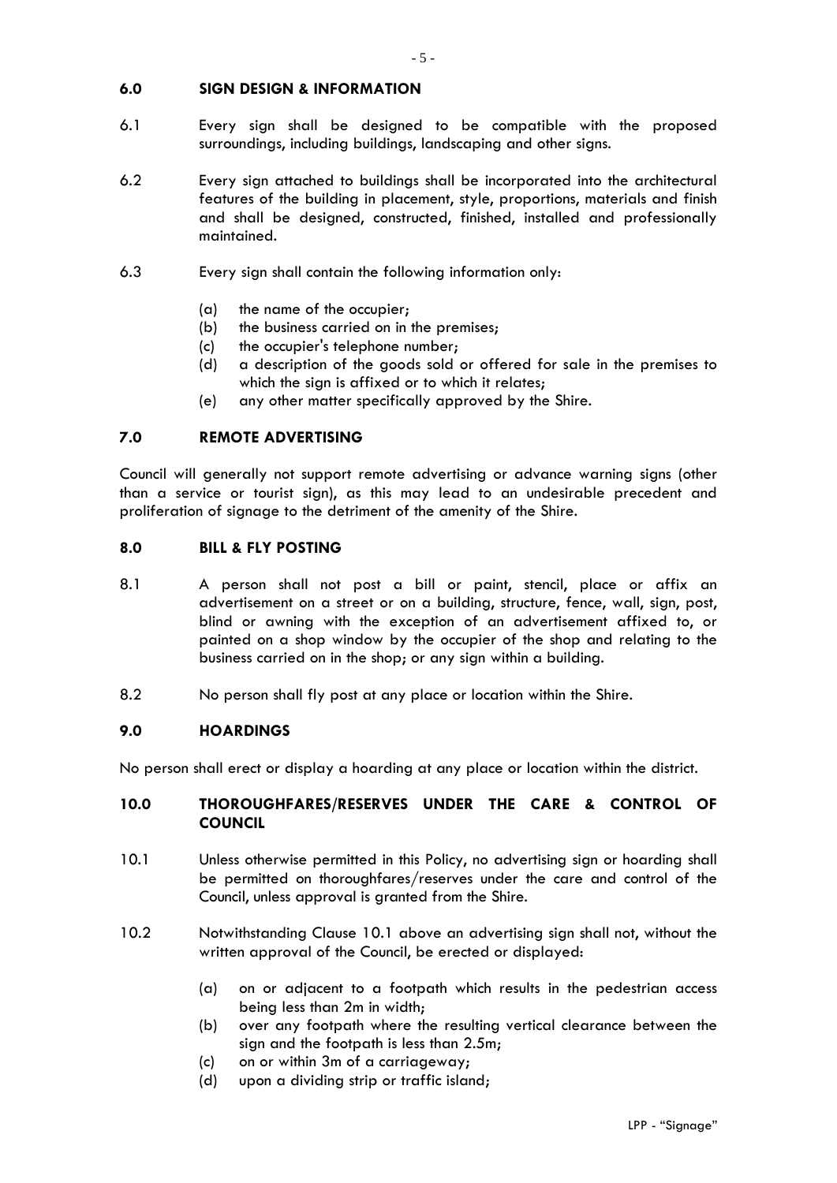## 6.0 SIGN DESIGN & INFORMATION

6.1 Every sign shall be designed to be compatible with the proposed surroundings, including buildings, landscaping and other signs.

6.2 Every sign attached to buildings shall be incorporated into the architectural features of the building in placement, style, proportions, materials and finish and shall be designed, constructed, finished, installed and professionally maintained.

6.3 Every sign shall contain the following information only:

- (a) the name of the occupier;
- (b) the business carried on in the premises;
- (c) the occupier's telephone number;
- (d) a description of the goods sold or offered for sale in the premises to which the sign is affixed or to which it relates;
- (e) any other matter specifically approved by the Shire.

## 7.0 REMOTE ADVERTISING

Council will generally not support remote advertising or advance warning signs (other than a service or tourist sign), as this may lead to an undesirable precedent and proliferation of signage to the detriment of the amenity of the Shire.

## 8.0 BILL & FLY POSTING

8.1 A person shall not post a bill or paint, stencil, place or affix an advertisement on a street or on a building, structure, fence, wall, sign, post, blind or awning with the exception of an advertisement affixed to, or painted on a shop window by the occupier of the shop and relating to the business carried on in the shop; or any sign within a building.

8.2 No person shall fly post at any place or location within the Shire.

## 9.0 HOARDINGS

No person shall erect or display a hoarding at any place or location within the district.

## 10.0 THOROUGHFARES/RESERVES UNDER THE CARE & CONTROL OF COUNCIL

10.1 Unless otherwise permitted in this Policy, no advertising sign or hoarding shall be permitted on thoroughfares/reserves under the care and control of the Council, unless approval is granted from the Shire.

10.2 Notwithstanding Clause 10.1 above an advertising sign shall not, without the written approval of the Council, be erected or displayed:

- (a) on or adjacent to a footpath which results in the pedestrian access being less than 2m in width;
- (b) over any footpath where the resulting vertical clearance between the sign and the footpath is less than 2.5m;
- (c) on or within 3m of a carriageway;
- (d) upon a dividing strip or traffic island;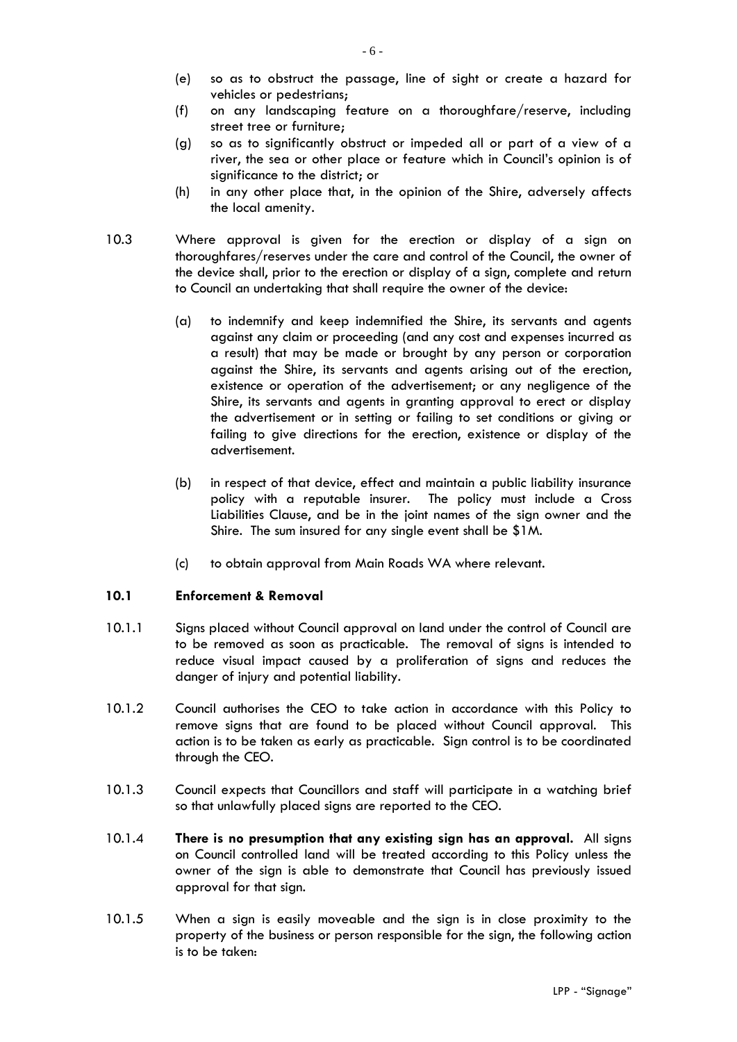(e) so as to obstruct the passage, line of sight or create a hazard for vehicles or pedestrians;

(f) on any landscaping feature on a thoroughfare/reserve, including street tree or furniture;

(g) so as to significantly obstruct or impeded all or part of a view of a river, the sea or other place or feature which in Council's opinion is of significance to the district; or

(h) in any other place that, in the opinion of the Shire, adversely affects the local amenity.

10.3 Where approval is given for the erection or display of a sign on thoroughfares/reserves under the care and control of the Council, the owner of the device shall, prior to the erection or display of a sign, complete and return to Council an undertaking that shall require the owner of the device:

(a) to indemnify and keep indemnified the Shire, its servants and agents against any claim or proceeding (and any cost and expenses incurred as a result) that may be made or brought by any person or corporation against the Shire, its servants and agents arising out of the erection, existence or operation of the advertisement; or any negligence of the Shire, its servants and agents in granting approval to erect or display the advertisement or in setting or failing to set conditions or giving or failing to give directions for the erection, existence or display of the advertisement.

(b) in respect of that device, effect and maintain a public liability insurance policy with a reputable insurer. The policy must include a Cross Liabilities Clause, and be in the joint names of the sign owner and the Shire. The sum insured for any single event shall be $1M.

(c) to obtain approval from Main Roads WA where relevant.

### 10.1 Enforcement & Removal

10.1.1 Signs placed without Council approval on land under the control of Council are to be removed as soon as practicable. The removal of signs is intended to reduce visual impact caused by a proliferation of signs and reduces the danger of injury and potential liability.

10.1.2 Council authorises the CEO to take action in accordance with this Policy to remove signs that are found to be placed without Council approval. This action is to be taken as early as practicable. Sign control is to be coordinated through the CEO.

10.1.3 Council expects that Councillors and staff will participate in a watching brief so that unlawfully placed signs are reported to the CEO.

10.1.4 **There is no presumption that any existing sign has an approval.** All signs on Council controlled land will be treated according to this Policy unless the owner of the sign is able to demonstrate that Council has previously issued approval for that sign.

10.1.5 When a sign is easily moveable and the sign is in close proximity to the property of the business or person responsible for the sign, the following action is to be taken: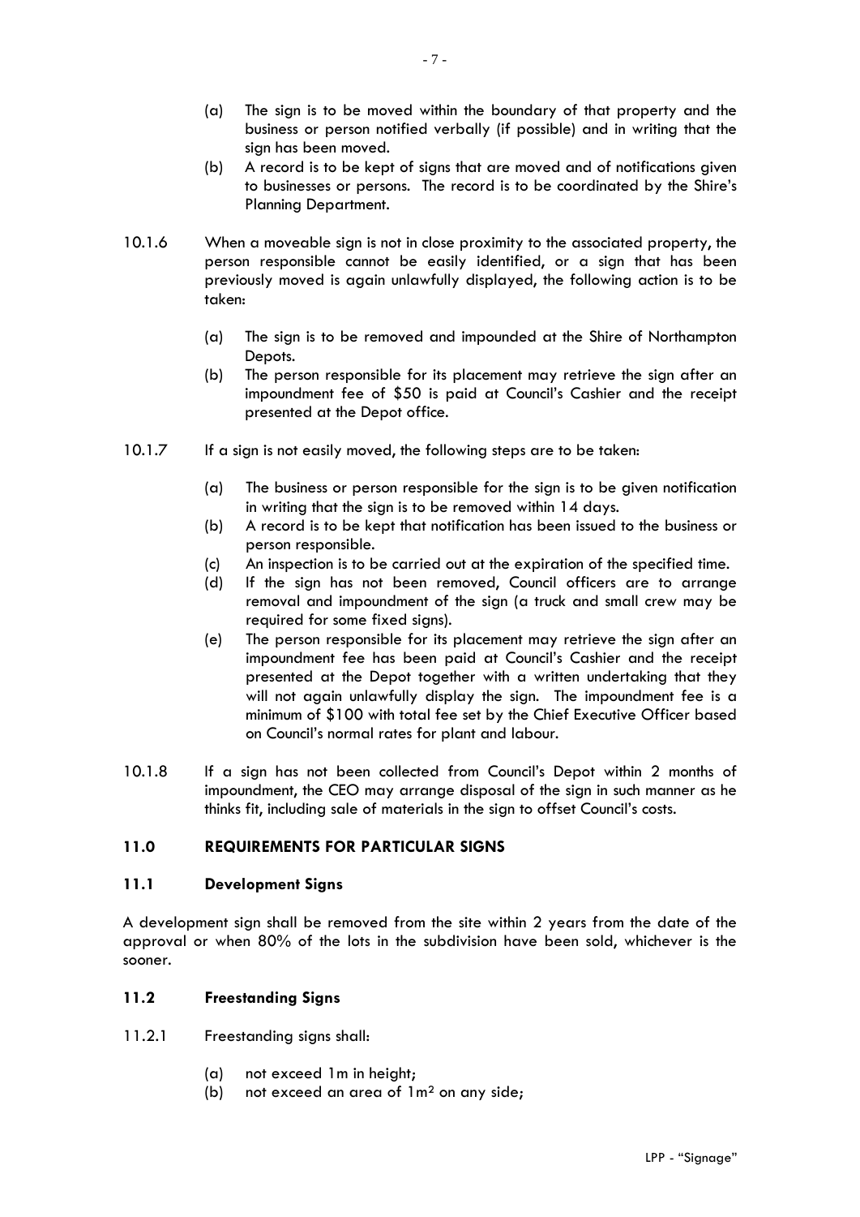(a) The sign is to be moved within the boundary of that property and the business or person notified verbally (if possible) and in writing that the sign has been moved.

(b) A record is to be kept of signs that are moved and of notifications given to businesses or persons. The record is to be coordinated by the Shire's Planning Department.

10.1.6 When a moveable sign is not in close proximity to the associated property, the person responsible cannot be easily identified, or a sign that has been previously moved is again unlawfully displayed, the following action is to be taken:

(a) The sign is to be removed and impounded at the Shire of Northampton Depots.

(b) The person responsible for its placement may retrieve the sign after an impoundment fee of $50 is paid at Council's Cashier and the receipt presented at the Depot office.

10.1.7 If a sign is not easily moved, the following steps are to be taken:

(a) The business or person responsible for the sign is to be given notification in writing that the sign is to be removed within 14 days.

(b) A record is to be kept that notification has been issued to the business or person responsible.

(c) An inspection is to be carried out at the expiration of the specified time.

(d) If the sign has not been removed, Council officers are to arrange removal and impoundment of the sign (a truck and small crew may be required for some fixed signs).

(e) The person responsible for its placement may retrieve the sign after an impoundment fee has been paid at Council's Cashier and the receipt presented at the Depot together with a written undertaking that they will not again unlawfully display the sign. The impoundment fee is a minimum of $100 with total fee set by the Chief Executive Officer based on Council's normal rates for plant and labour.

10.1.8 If a sign has not been collected from Council's Depot within 2 months of impoundment, the CEO may arrange disposal of the sign in such manner as he thinks fit, including sale of materials in the sign to offset Council's costs.

## 11.0 REQUIREMENTS FOR PARTICULAR SIGNS

### 11.1 Development Signs

A development sign shall be removed from the site within 2 years from the date of the approval or when 80% of the lots in the subdivision have been sold, whichever is the sooner.

### 11.2 Freestanding Signs

11.2.1 Freestanding signs shall:

(a) not exceed 1m in height;

(b) not exceed an area of $1m^2$ on any side;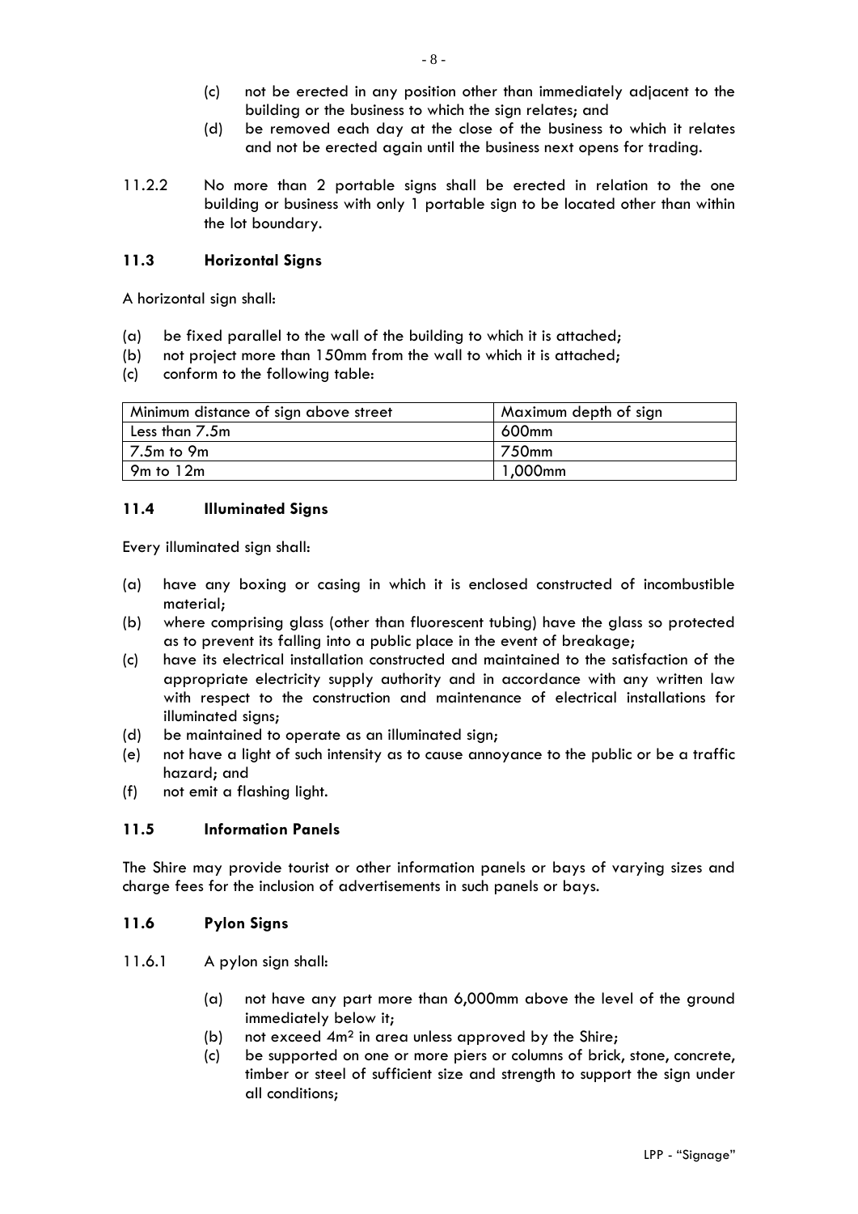(c) not be erected in any position other than immediately adjacent to the building or the business to which the sign relates; and

(d) be removed each day at the close of the business to which it relates and not be erected again until the business next opens for trading.

11.2.2 No more than 2 portable signs shall be erected in relation to the one building or business with only 1 portable sign to be located other than within the lot boundary.

### 11.3 Horizontal Signs

A horizontal sign shall:

(a) be fixed parallel to the wall of the building to which it is attached;

(b) not project more than 150mm from the wall to which it is attached;

(c) conform to the following table:

| Minimum distance of sign above street | Maximum depth of sign |
|---|---|
| Less than 7.5m | 600mm |
| 7.5m to 9m | 750mm |
| 9m to 12m | 1,000mm |

### 11.4 Illuminated Signs

Every illuminated sign shall:

(a) have any boxing or casing in which it is enclosed constructed of incombustible material;

(b) where comprising glass (other than fluorescent tubing) have the glass so protected as to prevent its falling into a public place in the event of breakage;

(c) have its electrical installation constructed and maintained to the satisfaction of the appropriate electricity supply authority and in accordance with any written law with respect to the construction and maintenance of electrical installations for illuminated signs;

(d) be maintained to operate as an illuminated sign;

(e) not have a light of such intensity as to cause annoyance to the public or be a traffic hazard; and

(f) not emit a flashing light.

### 11.5 Information Panels

The Shire may provide tourist or other information panels or bays of varying sizes and charge fees for the inclusion of advertisements in such panels or bays.

### 11.6 Pylon Signs

11.6.1 A pylon sign shall:

(a) not have any part more than 6,000mm above the level of the ground immediately below it;

(b) not exceed $4m^2$ in area unless approved by the Shire;

(c) be supported on one or more piers or columns of brick, stone, concrete, timber or steel of sufficient size and strength to support the sign under all conditions;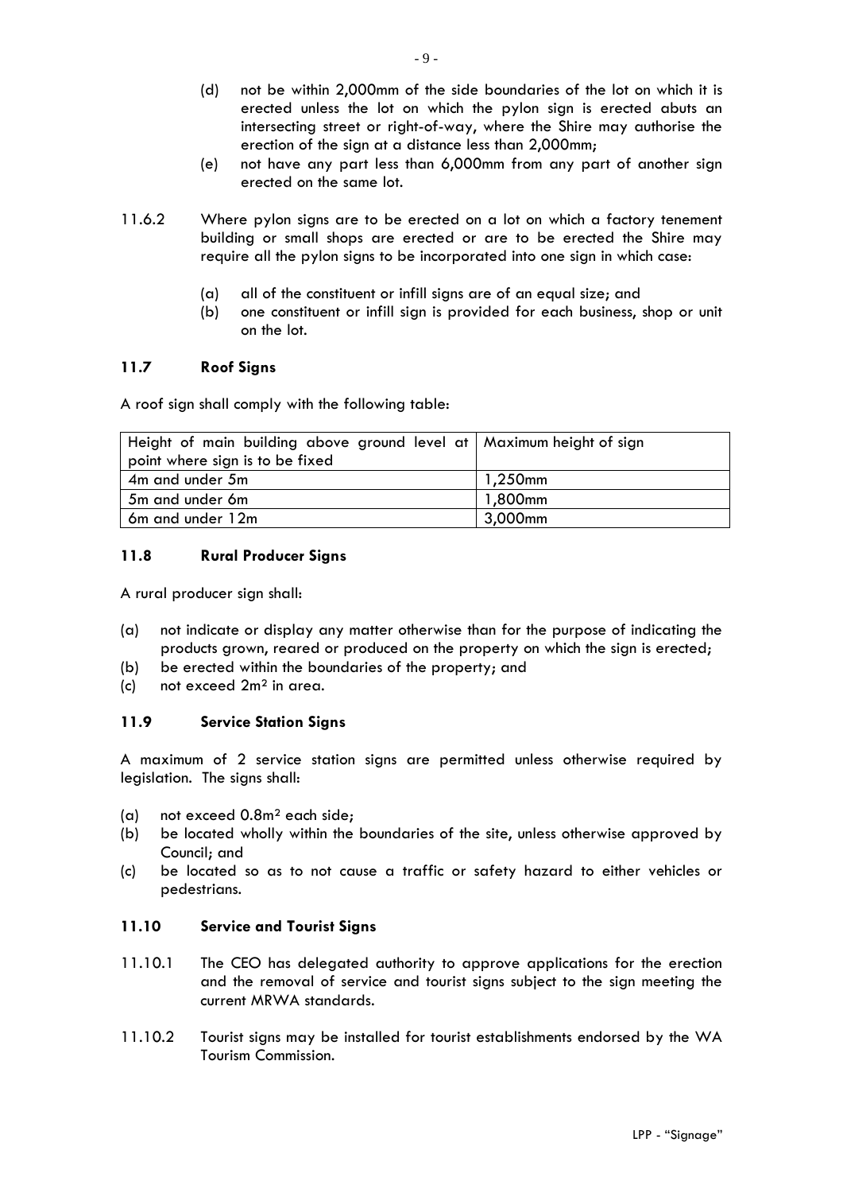(d) not be within 2,000mm of the side boundaries of the lot on which it is erected unless the lot on which the pylon sign is erected abuts an intersecting street or right-of-way, where the Shire may authorise the erection of the sign at a distance less than 2,000mm;

(e) not have any part less than 6,000mm from any part of another sign erected on the same lot.

11.6.2 Where pylon signs are to be erected on a lot on which a factory tenement building or small shops are erected or are to be erected the Shire may require all the pylon signs to be incorporated into one sign in which case:

(a) all of the constituent or infill signs are of an equal size; and

(b) one constituent or infill sign is provided for each business, shop or unit on the lot.

### 11.7 Roof Signs

A roof sign shall comply with the following table:

| Height of main building above ground level at point where sign is to be fixed | Maximum height of sign |
|---|---|
| 4m and under 5m | 1,250mm |
| 5m and under 6m | 1,800mm |
| 6m and under 12m | 3,000mm |

### 11.8 Rural Producer Signs

A rural producer sign shall:

(a) not indicate or display any matter otherwise than for the purpose of indicating the products grown, reared or produced on the property on which the sign is erected;

(b) be erected within the boundaries of the property; and

(c) not exceed $2m^2$ in area.

### 11.9 Service Station Signs

A maximum of 2 service station signs are permitted unless otherwise required by legislation. The signs shall:

(a) not exceed $0.8m^2$ each side;

(b) be located wholly within the boundaries of the site, unless otherwise approved by Council; and

(c) be located so as to not cause a traffic or safety hazard to either vehicles or pedestrians.

### 11.10 Service and Tourist Signs

11.10.1 The CEO has delegated authority to approve applications for the erection and the removal of service and tourist signs subject to the sign meeting the current MRWA standards.

11.10.2 Tourist signs may be installed for tourist establishments endorsed by the WA Tourism Commission.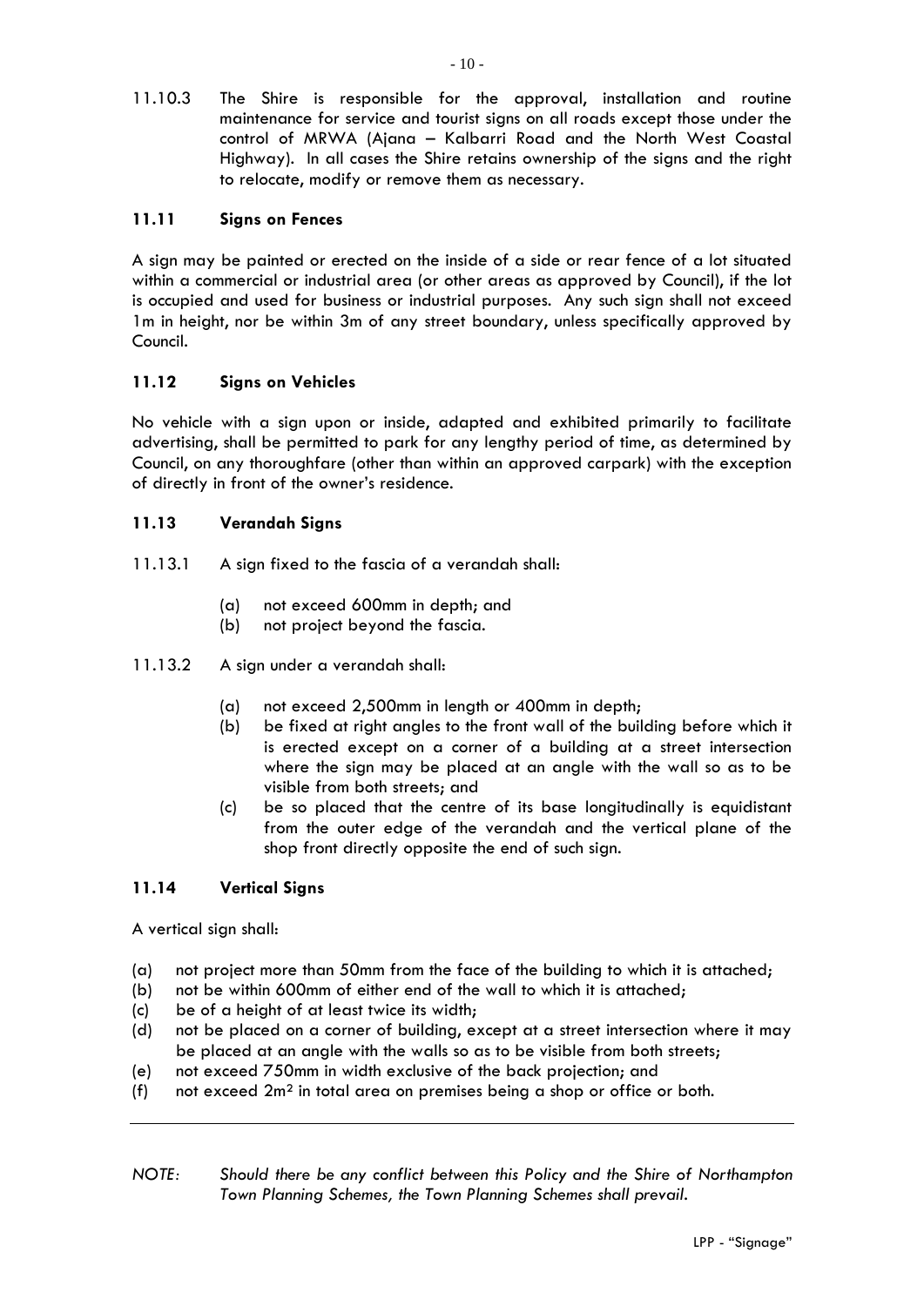11.10.3 The Shire is responsible for the approval, installation and routine maintenance for service and tourist signs on all roads except those under the control of MRWA (Ajana – Kalbarri Road and the North West Coastal Highway). In all cases the Shire retains ownership of the signs and the right to relocate, modify or remove them as necessary.

### 11.11 Signs on Fences

A sign may be painted or erected on the inside of a side or rear fence of a lot situated within a commercial or industrial area (or other areas as approved by Council), if the lot is occupied and used for business or industrial purposes. Any such sign shall not exceed 1m in height, nor be within 3m of any street boundary, unless specifically approved by Council.

### 11.12 Signs on Vehicles

No vehicle with a sign upon or inside, adapted and exhibited primarily to facilitate advertising, shall be permitted to park for any lengthy period of time, as determined by Council, on any thoroughfare (other than within an approved carpark) with the exception of directly in front of the owner's residence.

### 11.13 Verandah Signs

11.13.1 A sign fixed to the fascia of a verandah shall:

- (a) not exceed 600mm in depth; and
- (b) not project beyond the fascia.

11.13.2 A sign under a verandah shall:

- (a) not exceed 2,500mm in length or 400mm in depth;
- (b) be fixed at right angles to the front wall of the building before which it is erected except on a corner of a building at a street intersection where the sign may be placed at an angle with the wall so as to be visible from both streets; and
- (c) be so placed that the centre of its base longitudinally is equidistant from the outer edge of the verandah and the vertical plane of the shop front directly opposite the end of such sign.

### 11.14 Vertical Signs

A vertical sign shall:

- (a) not project more than 50mm from the face of the building to which it is attached;
- (b) not be within 600mm of either end of the wall to which it is attached;
- (c) be of a height of at least twice its width;
- (d) not be placed on a corner of building, except at a street intersection where it may be placed at an angle with the walls so as to be visible from both streets;
- (e) not exceed 750mm in width exclusive of the back projection; and
- (f) not exceed 2m² in total area on premises being a shop or office or both.

---

*NOTE: Should there be any conflict between this Policy and the Shire of Northampton Town Planning Schemes, the Town Planning Schemes shall prevail.*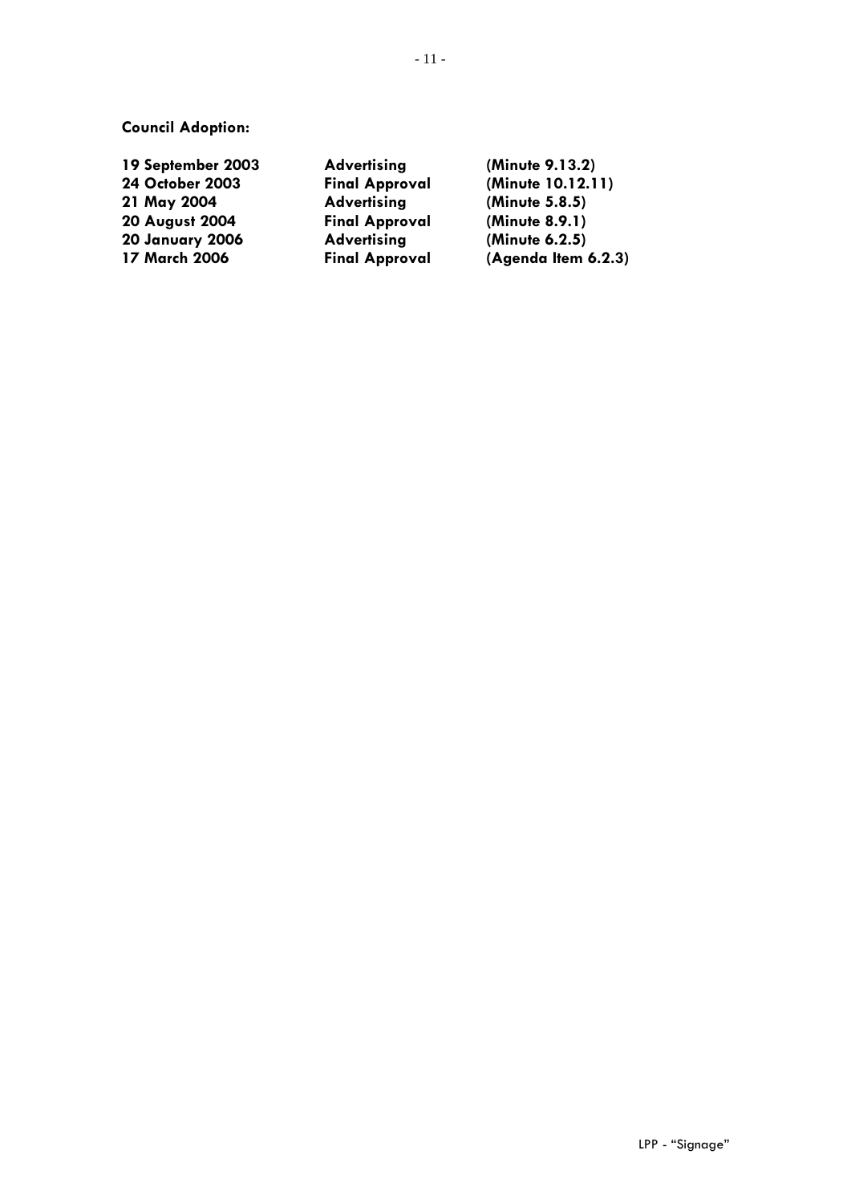**Council Adoption:**

| | | |
|---|---|---|
| **19 September 2003** | **Advertising** | **(Minute 9.13.2)** |
| **24 October 2003** | **Final Approval** | **(Minute 10.12.11)** |
| **21 May 2004** | **Advertising** | **(Minute 5.8.5)** |
| **20 August 2004** | **Final Approval** | **(Minute 8.9.1)** |
| **20 January 2006** | **Advertising** | **(Minute 6.2.5)** |
| **17 March 2006** | **Final Approval** | **(Agenda Item 6.2.3)** |